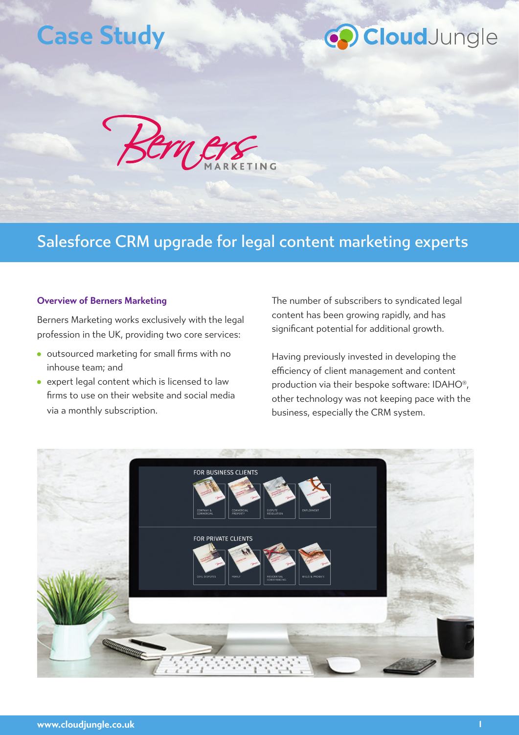# Case Study

CloudJungle

Berners MARKETING

## Salesforce CRM upgrade for legal content marketing experts

### Overview of Berners Marketing

Berners Marketing works exclusively with the legal profession in the UK, providing two core services:

- outsourced marketing for small firms with no inhouse team; and
- expert legal content which is licensed to law firms to use on their website and social media via a monthly subscription.

The number of subscribers to syndicated legal content has been growing rapidly, and has significant potential for additional growth.

Having previously invested in developing the efficiency of client management and content production via their bespoke software: IDAHO®, other technology was not keeping pace with the business, especially the CRM system.

www.cloudjungle.co.uk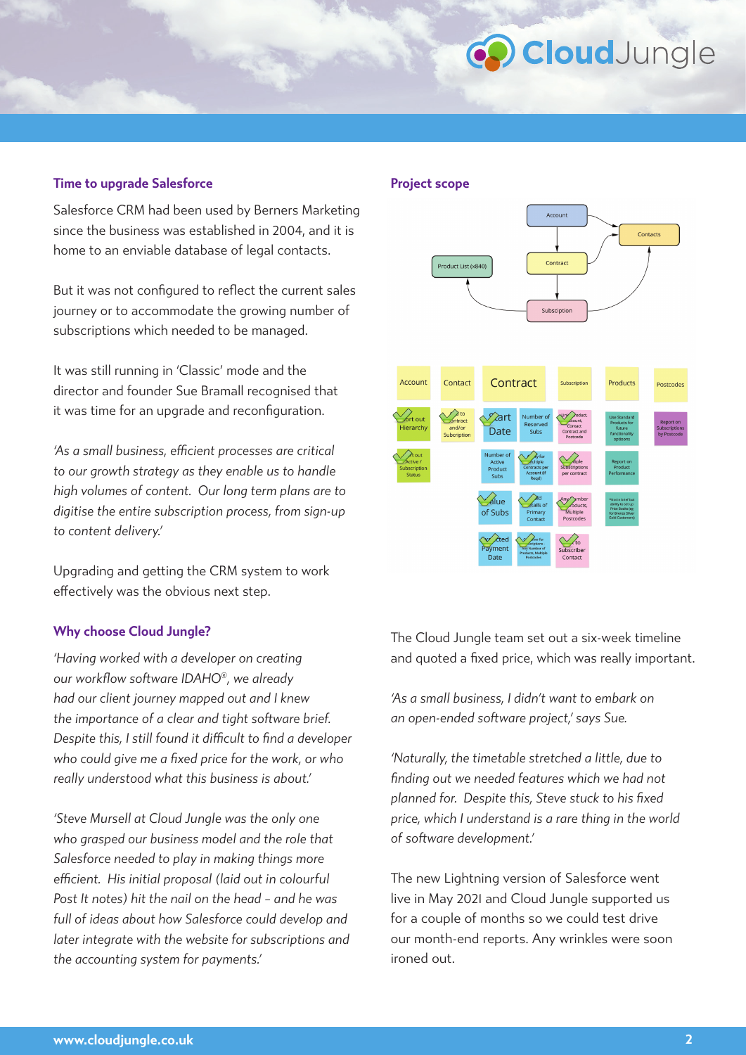## Time to upgrade Salesforce

Salesforce CRM had been used by Berners Marketing since the business was established in 2004, and it is home to an enviable database of legal contacts.

But it was not configured to reflect the current sales journey or to accommodate the growing number of subscriptions which needed to be managed.

It was still running in 'Classic' mode and the director and founder Sue Bramall recognised that it was time for an upgrade and reconfiguration.

*'As a small business, efficient processes are critical to our growth strategy as they enable us to handle high volumes of content. Our long term plans are to digitise the entire subscription process, from sign-up to content delivery.'*

Upgrading and getting the CRM system to work effectively was the obvious next step.

## Why choose Cloud Jungle?

*'Having worked with a developer on creating our workflow software IDAHO®, we already had our client journey mapped out and I knew the importance of a clear and tight software brief. Despite this, I still found it difficult to find a developer who could give me a fixed price for the work, or who really understood what this business is about.'*

*'Steve Mursell at Cloud Jungle was the only one who grasped our business model and the role that Salesforce needed to play in making things more efficient. His initial proposal (laid out in colourful Post It notes) hit the nail on the head – and he was full of ideas about how Salesforce could develop and later integrate with the website for subscriptions and the accounting system for payments.'*

## Project scope

The Cloud Jungle team set out a six-week timeline and quoted a fixed price, which was really important.

*'As a small business, I didn't want to embark on an open-ended software project,' says Sue.*

*'Naturally, the timetable stretched a little, due to finding out we needed features which we had not planned for. Despite this, Steve stuck to his fixed price, which I understand is a rare thing in the world of software development.'*

The new Lightning version of Salesforce went live in May 2021 and Cloud Jungle supported us for a couple of months so we could test drive our month-end reports. Any wrinkles were soon ironed out.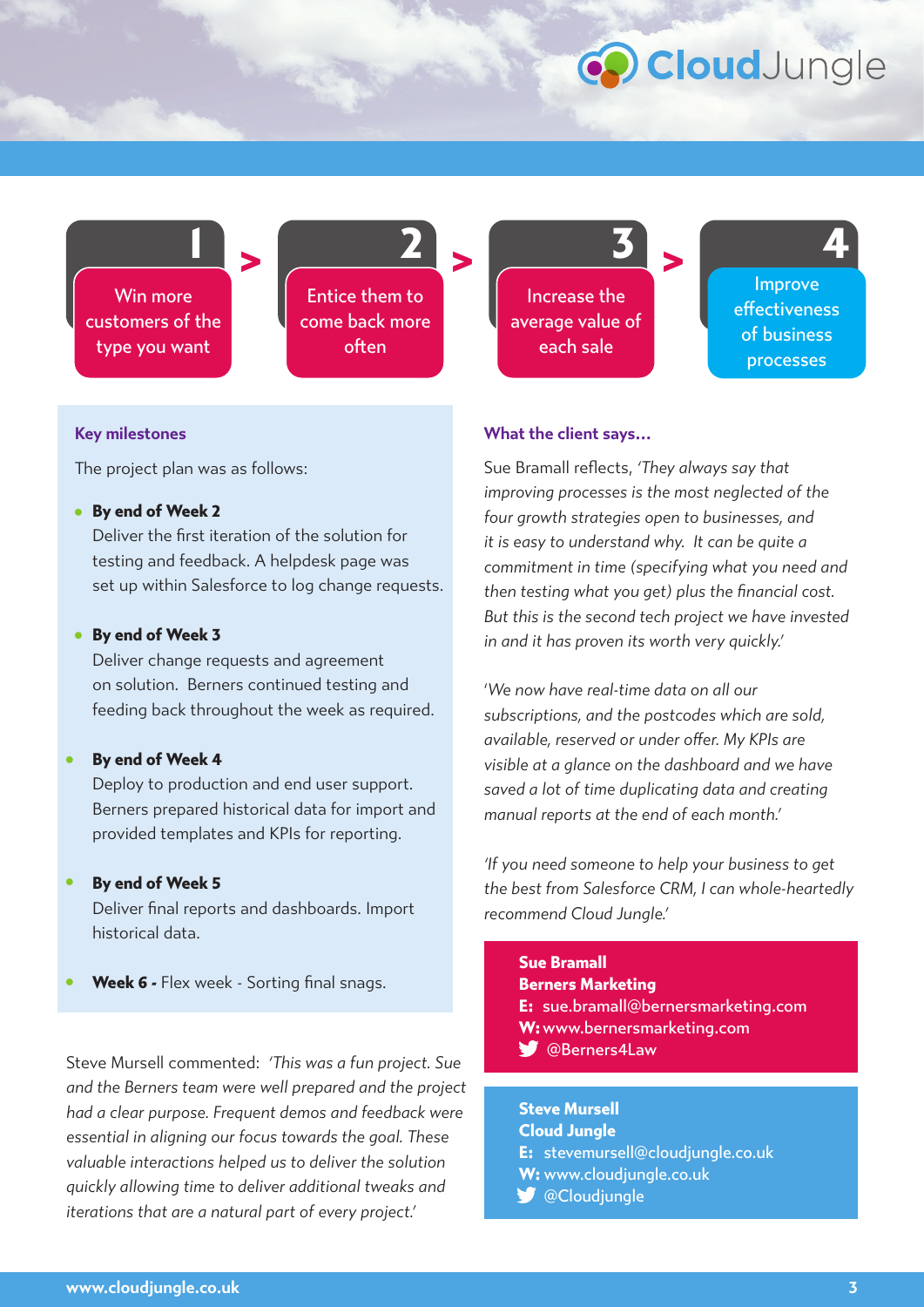1 Win more customers of the type you want

2 Entice them to come back more often

3 Increase the average value of each sale

4 Improve effectiveness of business processes

### Key milestones

The project plan was as follows:

- **By end of Week 2**
  Deliver the first iteration of the solution for testing and feedback. A helpdesk page was set up within Salesforce to log change requests.

- **By end of Week 3**
  Deliver change requests and agreement on solution. Berners continued testing and feeding back throughout the week as required.

- **By end of Week 4**
  Deploy to production and end user support. Berners prepared historical data for import and provided templates and KPIs for reporting.

- **By end of Week 5**
  Deliver final reports and dashboards. Import historical data.

- **Week 6 -** Flex week - Sorting final snags.

Steve Mursell commented: *'This was a fun project. Sue and the Berners team were well prepared and the project had a clear purpose. Frequent demos and feedback were essential in aligning our focus towards the goal. These valuable interactions helped us to deliver the solution quickly allowing time to deliver additional tweaks and iterations that are a natural part of every project.'*

### What the client says…

Sue Bramall reflects, *'They always say that improving processes is the most neglected of the four growth strategies open to businesses, and it is easy to understand why. It can be quite a commitment in time (specifying what you need and then testing what you get) plus the financial cost. But this is the second tech project we have invested in and it has proven its worth very quickly.'*

*'We now have real-time data on all our subscriptions, and the postcodes which are sold, available, reserved or under offer. My KPIs are visible at a glance on the dashboard and we have saved a lot of time duplicating data and creating manual reports at the end of each month.'*

*'If you need someone to help your business to get the best from Salesforce CRM, I can whole-heartedly recommend Cloud Jungle.'*

**Sue Bramall**
**Berners Marketing**
**E:** sue.bramall@bernersmarketing.com
**W:** www.bernersmarketing.com
@Berners4Law

**Steve Mursell**
**Cloud Jungle**
**E:** stevemursell@cloudjungle.co.uk
**W:** www.cloudjungle.co.uk
@Cloudjungle